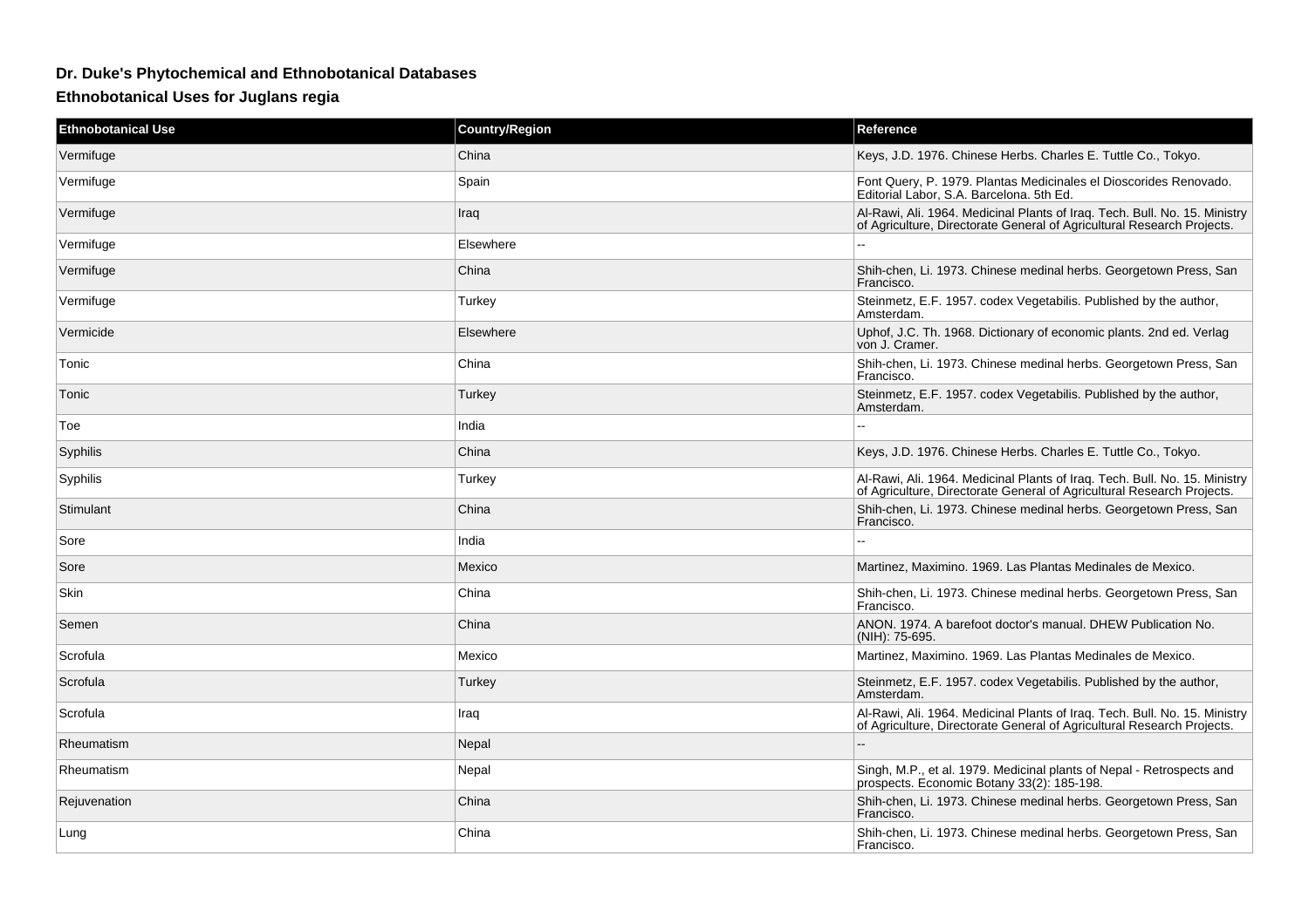# Dr. Duke's Phytochemical and Ethnobotanical Databases

## Ethnobotanical Uses for Juglans regia

| Ethnobotanical Use | Country/Region | Reference |
| --- | --- | --- |
| Vermifuge | China | Keys, J.D. 1976. Chinese Herbs. Charles E. Tuttle Co., Tokyo. |
| Vermifuge | Spain | Font Query, P. 1979. Plantas Medicinales el Dioscorides Renovado. Editorial Labor, S.A. Barcelona. 5th Ed. |
| Vermifuge | Iraq | Al-Rawi, Ali. 1964. Medicinal Plants of Iraq. Tech. Bull. No. 15. Ministry of Agriculture, Directorate General of Agricultural Research Projects. |
| Vermifuge | Elsewhere | -- |
| Vermifuge | China | Shih-chen, Li. 1973. Chinese medinal herbs. Georgetown Press, San Francisco. |
| Vermifuge | Turkey | Steinmetz, E.F. 1957. codex Vegetabilis. Published by the author, Amsterdam. |
| Vermicide | Elsewhere | Uphof, J.C. Th. 1968. Dictionary of economic plants. 2nd ed. Verlag von J. Cramer. |
| Tonic | China | Shih-chen, Li. 1973. Chinese medinal herbs. Georgetown Press, San Francisco. |
| Tonic | Turkey | Steinmetz, E.F. 1957. codex Vegetabilis. Published by the author, Amsterdam. |
| Toe | India | -- |
| Syphilis | China | Keys, J.D. 1976. Chinese Herbs. Charles E. Tuttle Co., Tokyo. |
| Syphilis | Turkey | Al-Rawi, Ali. 1964. Medicinal Plants of Iraq. Tech. Bull. No. 15. Ministry of Agriculture, Directorate General of Agricultural Research Projects. |
| Stimulant | China | Shih-chen, Li. 1973. Chinese medinal herbs. Georgetown Press, San Francisco. |
| Sore | India | -- |
| Sore | Mexico | Martinez, Maximino. 1969. Las Plantas Medinales de Mexico. |
| Skin | China | Shih-chen, Li. 1973. Chinese medinal herbs. Georgetown Press, San Francisco. |
| Semen | China | ANON. 1974. A barefoot doctor's manual. DHEW Publication No. (NIH): 75-695. |
| Scrofula | Mexico | Martinez, Maximino. 1969. Las Plantas Medinales de Mexico. |
| Scrofula | Turkey | Steinmetz, E.F. 1957. codex Vegetabilis. Published by the author, Amsterdam. |
| Scrofula | Iraq | Al-Rawi, Ali. 1964. Medicinal Plants of Iraq. Tech. Bull. No. 15. Ministry of Agriculture, Directorate General of Agricultural Research Projects. |
| Rheumatism | Nepal | -- |
| Rheumatism | Nepal | Singh, M.P., et al. 1979. Medicinal plants of Nepal - Retrospects and prospects. Economic Botany 33(2): 185-198. |
| Rejuvenation | China | Shih-chen, Li. 1973. Chinese medinal herbs. Georgetown Press, San Francisco. |
| Lung | China | Shih-chen, Li. 1973. Chinese medinal herbs. Georgetown Press, San Francisco. |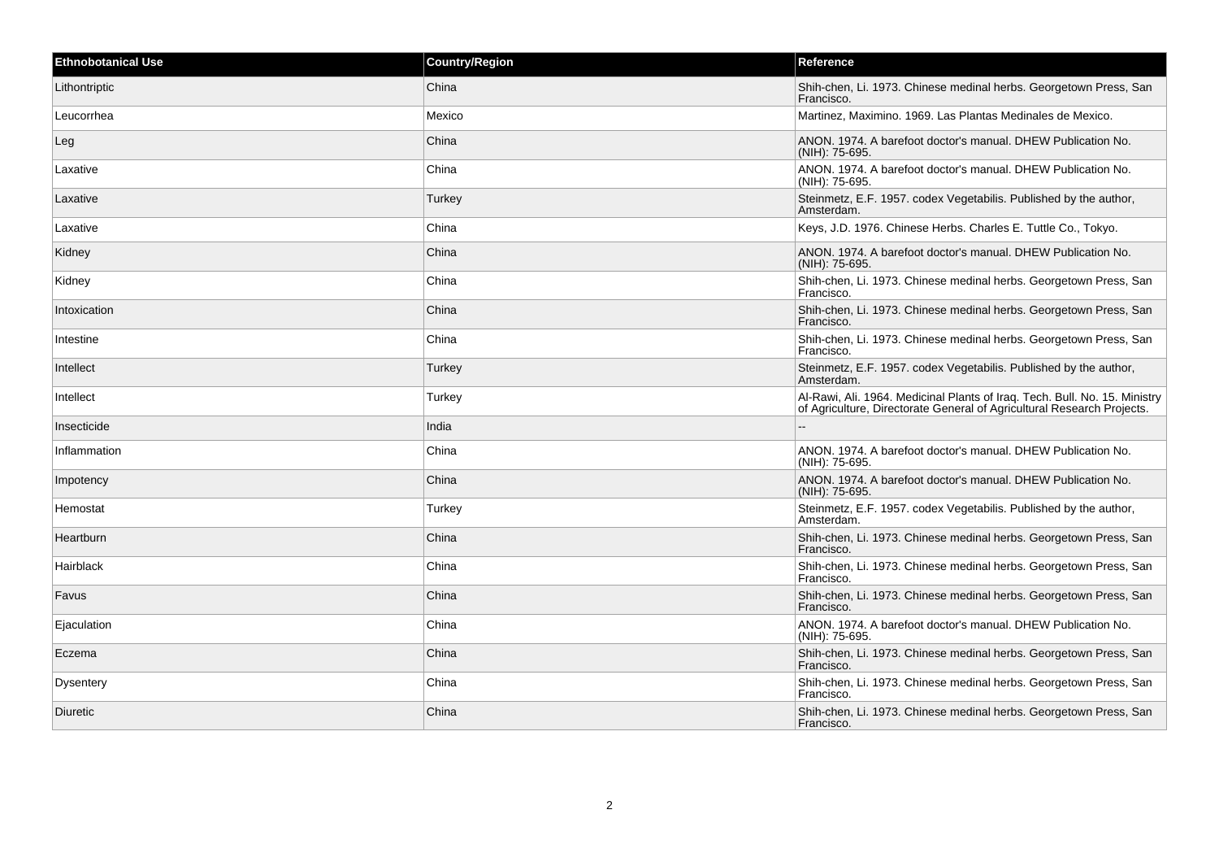| Ethnobotanical Use | Country/Region | Reference |
| --- | --- | --- |
| Lithontriptic | China | Shih-chen, Li. 1973. Chinese medinal herbs. Georgetown Press, San Francisco. |
| Leucorrhea | Mexico | Martinez, Maximino. 1969. Las Plantas Medinales de Mexico. |
| Leg | China | ANON. 1974. A barefoot doctor's manual. DHEW Publication No. (NIH): 75-695. |
| Laxative | China | ANON. 1974. A barefoot doctor's manual. DHEW Publication No. (NIH): 75-695. |
| Laxative | Turkey | Steinmetz, E.F. 1957. codex Vegetabilis. Published by the author, Amsterdam. |
| Laxative | China | Keys, J.D. 1976. Chinese Herbs. Charles E. Tuttle Co., Tokyo. |
| Kidney | China | ANON. 1974. A barefoot doctor's manual. DHEW Publication No. (NIH): 75-695. |
| Kidney | China | Shih-chen, Li. 1973. Chinese medinal herbs. Georgetown Press, San Francisco. |
| Intoxication | China | Shih-chen, Li. 1973. Chinese medinal herbs. Georgetown Press, San Francisco. |
| Intestine | China | Shih-chen, Li. 1973. Chinese medinal herbs. Georgetown Press, San Francisco. |
| Intellect | Turkey | Steinmetz, E.F. 1957. codex Vegetabilis. Published by the author, Amsterdam. |
| Intellect | Turkey | Al-Rawi, Ali. 1964. Medicinal Plants of Iraq. Tech. Bull. No. 15. Ministry of Agriculture, Directorate General of Agricultural Research Projects. |
| Insecticide | India | -- |
| Inflammation | China | ANON. 1974. A barefoot doctor's manual. DHEW Publication No. (NIH): 75-695. |
| Impotency | China | ANON. 1974. A barefoot doctor's manual. DHEW Publication No. (NIH): 75-695. |
| Hemostat | Turkey | Steinmetz, E.F. 1957. codex Vegetabilis. Published by the author, Amsterdam. |
| Heartburn | China | Shih-chen, Li. 1973. Chinese medinal herbs. Georgetown Press, San Francisco. |
| Hairblack | China | Shih-chen, Li. 1973. Chinese medinal herbs. Georgetown Press, San Francisco. |
| Favus | China | Shih-chen, Li. 1973. Chinese medinal herbs. Georgetown Press, San Francisco. |
| Ejaculation | China | ANON. 1974. A barefoot doctor's manual. DHEW Publication No. (NIH): 75-695. |
| Eczema | China | Shih-chen, Li. 1973. Chinese medinal herbs. Georgetown Press, San Francisco. |
| Dysentery | China | Shih-chen, Li. 1973. Chinese medinal herbs. Georgetown Press, San Francisco. |
| Diuretic | China | Shih-chen, Li. 1973. Chinese medinal herbs. Georgetown Press, San Francisco. |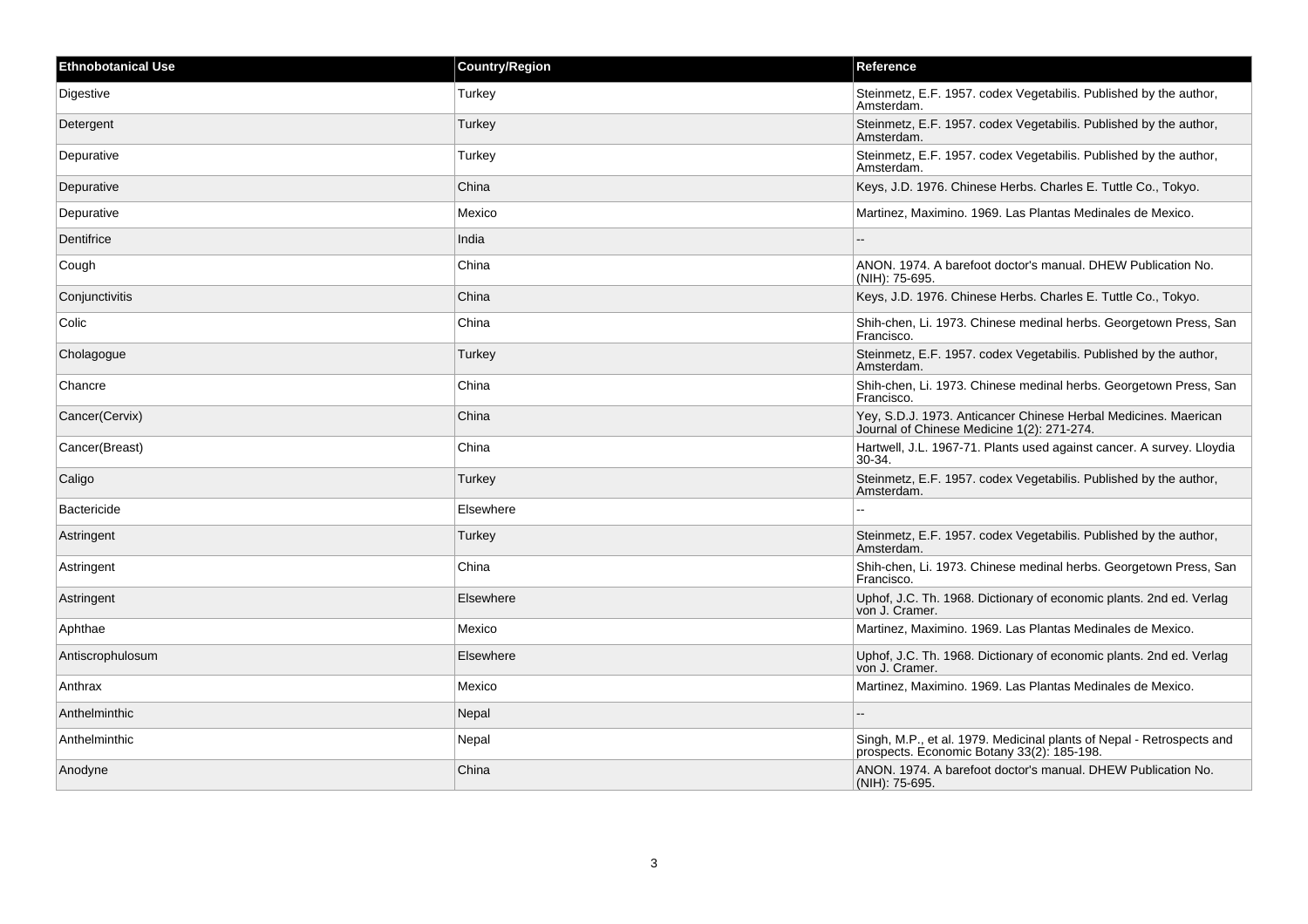| Ethnobotanical Use | Country/Region | Reference |
| --- | --- | --- |
| Digestive | Turkey | Steinmetz, E.F. 1957. codex Vegetabilis. Published by the author, Amsterdam. |
| Detergent | Turkey | Steinmetz, E.F. 1957. codex Vegetabilis. Published by the author, Amsterdam. |
| Depurative | Turkey | Steinmetz, E.F. 1957. codex Vegetabilis. Published by the author, Amsterdam. |
| Depurative | China | Keys, J.D. 1976. Chinese Herbs. Charles E. Tuttle Co., Tokyo. |
| Depurative | Mexico | Martinez, Maximino. 1969. Las Plantas Medinales de Mexico. |
| Dentifrice | India | -- |
| Cough | China | ANON. 1974. A barefoot doctor's manual. DHEW Publication No. (NIH): 75-695. |
| Conjunctivitis | China | Keys, J.D. 1976. Chinese Herbs. Charles E. Tuttle Co., Tokyo. |
| Colic | China | Shih-chen, Li. 1973. Chinese medinal herbs. Georgetown Press, San Francisco. |
| Cholagogue | Turkey | Steinmetz, E.F. 1957. codex Vegetabilis. Published by the author, Amsterdam. |
| Chancre | China | Shih-chen, Li. 1973. Chinese medinal herbs. Georgetown Press, San Francisco. |
| Cancer(Cervix) | China | Yey, S.D.J. 1973. Anticancer Chinese Herbal Medicines. Maerican Journal of Chinese Medicine 1(2): 271-274. |
| Cancer(Breast) | China | Hartwell, J.L. 1967-71. Plants used against cancer. A survey. Lloydia 30-34. |
| Caligo | Turkey | Steinmetz, E.F. 1957. codex Vegetabilis. Published by the author, Amsterdam. |
| Bactericide | Elsewhere | -- |
| Astringent | Turkey | Steinmetz, E.F. 1957. codex Vegetabilis. Published by the author, Amsterdam. |
| Astringent | China | Shih-chen, Li. 1973. Chinese medinal herbs. Georgetown Press, San Francisco. |
| Astringent | Elsewhere | Uphof, J.C. Th. 1968. Dictionary of economic plants. 2nd ed. Verlag von J. Cramer. |
| Aphthae | Mexico | Martinez, Maximino. 1969. Las Plantas Medinales de Mexico. |
| Antiscrophulosum | Elsewhere | Uphof, J.C. Th. 1968. Dictionary of economic plants. 2nd ed. Verlag von J. Cramer. |
| Anthrax | Mexico | Martinez, Maximino. 1969. Las Plantas Medinales de Mexico. |
| Anthelminthic | Nepal | -- |
| Anthelminthic | Nepal | Singh, M.P., et al. 1979. Medicinal plants of Nepal - Retrospects and prospects. Economic Botany 33(2): 185-198. |
| Anodyne | China | ANON. 1974. A barefoot doctor's manual. DHEW Publication No. (NIH): 75-695. |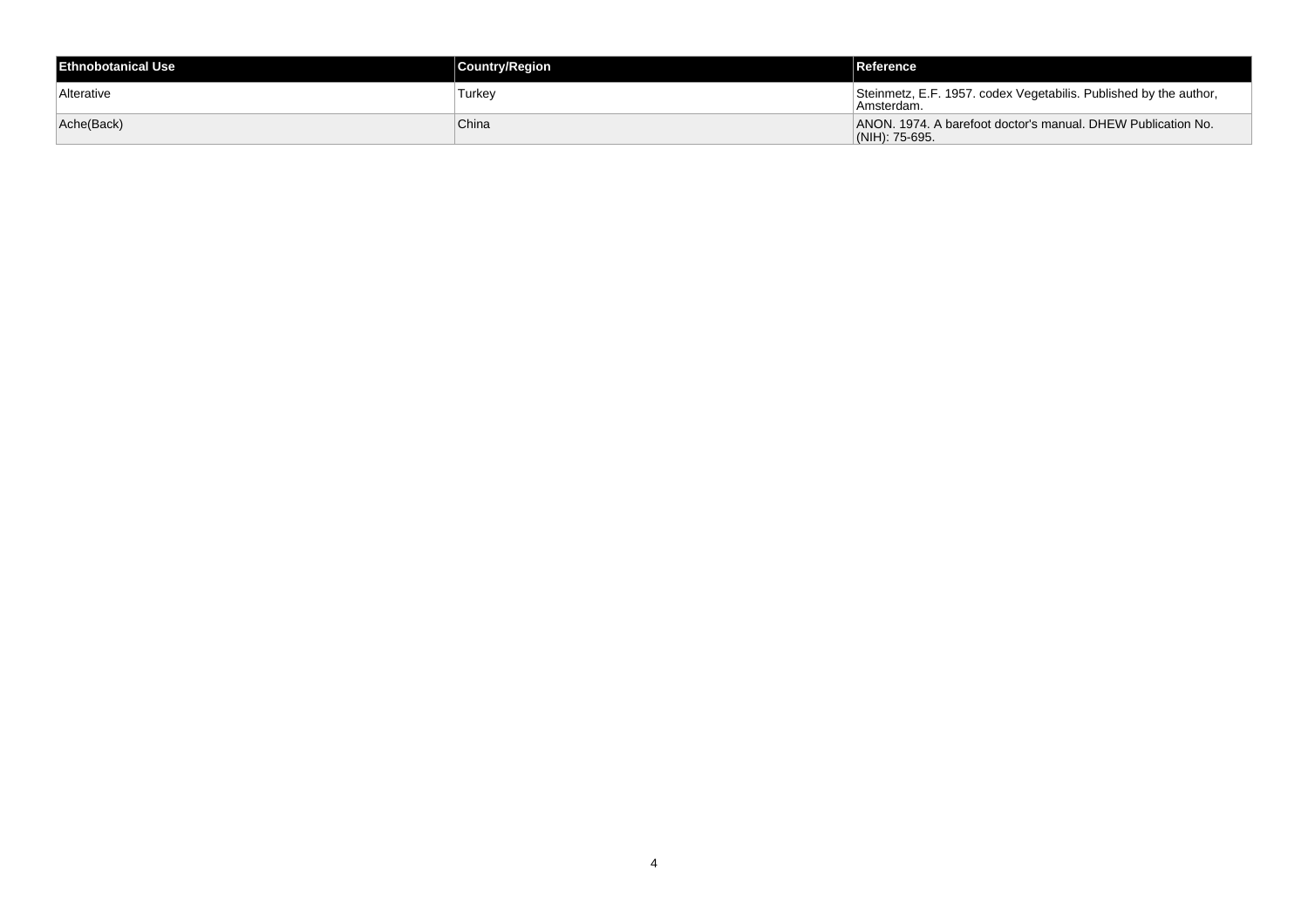| Ethnobotanical Use | Country/Region | Reference |
| --- | --- | --- |
| Alterative | Turkey | Steinmetz, E.F. 1957. codex Vegetabilis. Published by the author, Amsterdam. |
| Ache(Back) | China | ANON. 1974. A barefoot doctor's manual. DHEW Publication No. (NIH): 75-695. |